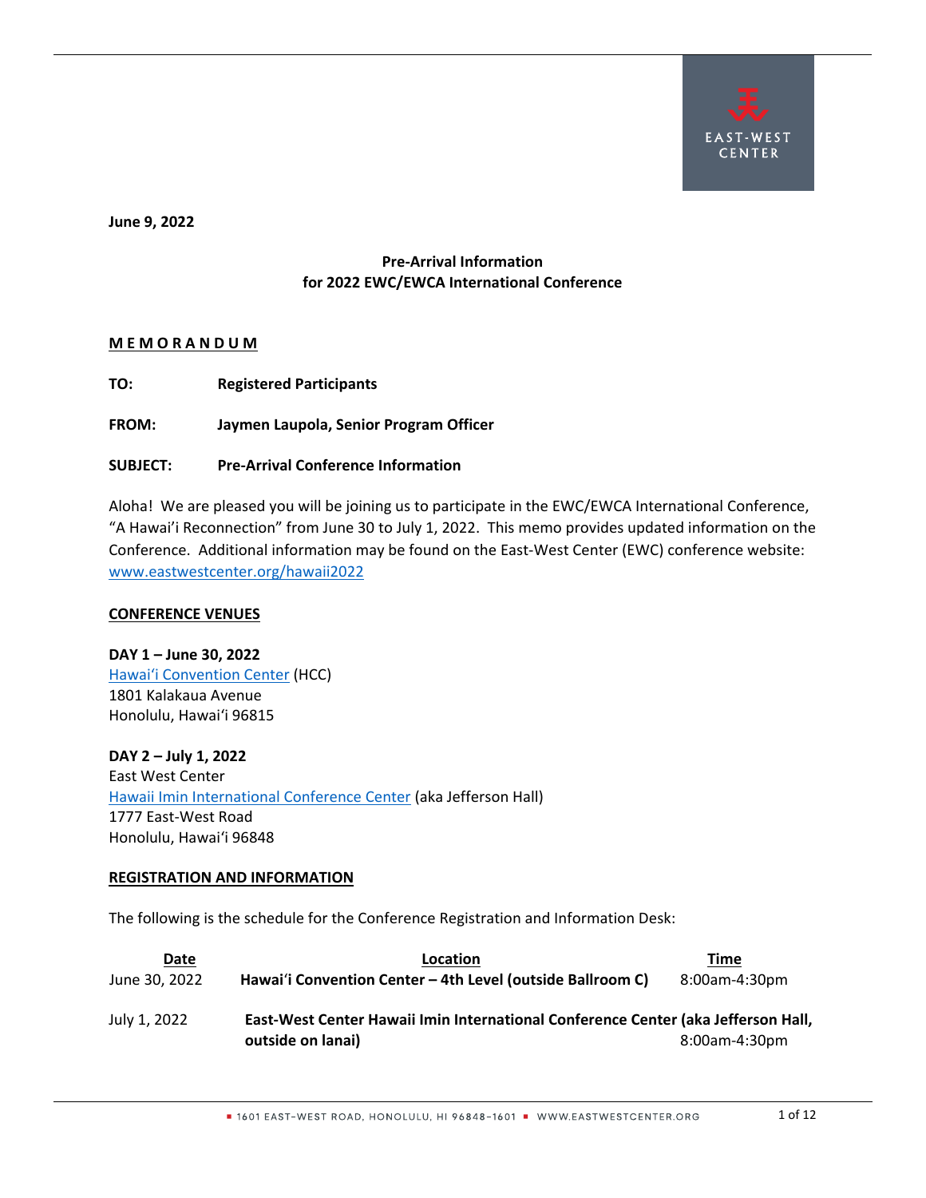June 9, 2022

**Pre-Arrival Information**
**for 2022 EWC/EWCA International Conference**

**M E M O R A N D U M**

**TO:** Registered Participants

**FROM:** Jaymen Laupola, Senior Program Officer

**SUBJECT:** Pre-Arrival Conference Information

Aloha! We are pleased you will be joining us to participate in the EWC/EWCA International Conference, "A Hawai'i Reconnection" from June 30 to July 1, 2022. This memo provides updated information on the Conference. Additional information may be found on the East-West Center (EWC) conference website: [www.eastwestcenter.org/hawaii2022](www.eastwestcenter.org/hawaii2022)

## CONFERENCE VENUES

**DAY 1 – June 30, 2022**
Hawai'i Convention Center (HCC)
1801 Kalakaua Avenue
Honolulu, Hawai'i 96815

**DAY 2 – July 1, 2022**
East West Center
Hawaii Imin International Conference Center (aka Jefferson Hall)
1777 East-West Road
Honolulu, Hawai'i 96848

## REGISTRATION AND INFORMATION

The following is the schedule for the Conference Registration and Information Desk:

| Date | Location | Time |
|---|---|---|
| June 30, 2022 | **Hawai'i Convention Center – 4th Level (outside Ballroom C)** | 8:00am-4:30pm |
| July 1, 2022 | **East-West Center Hawaii Imin International Conference Center (aka Jefferson Hall, outside on lanai)** | 8:00am-4:30pm |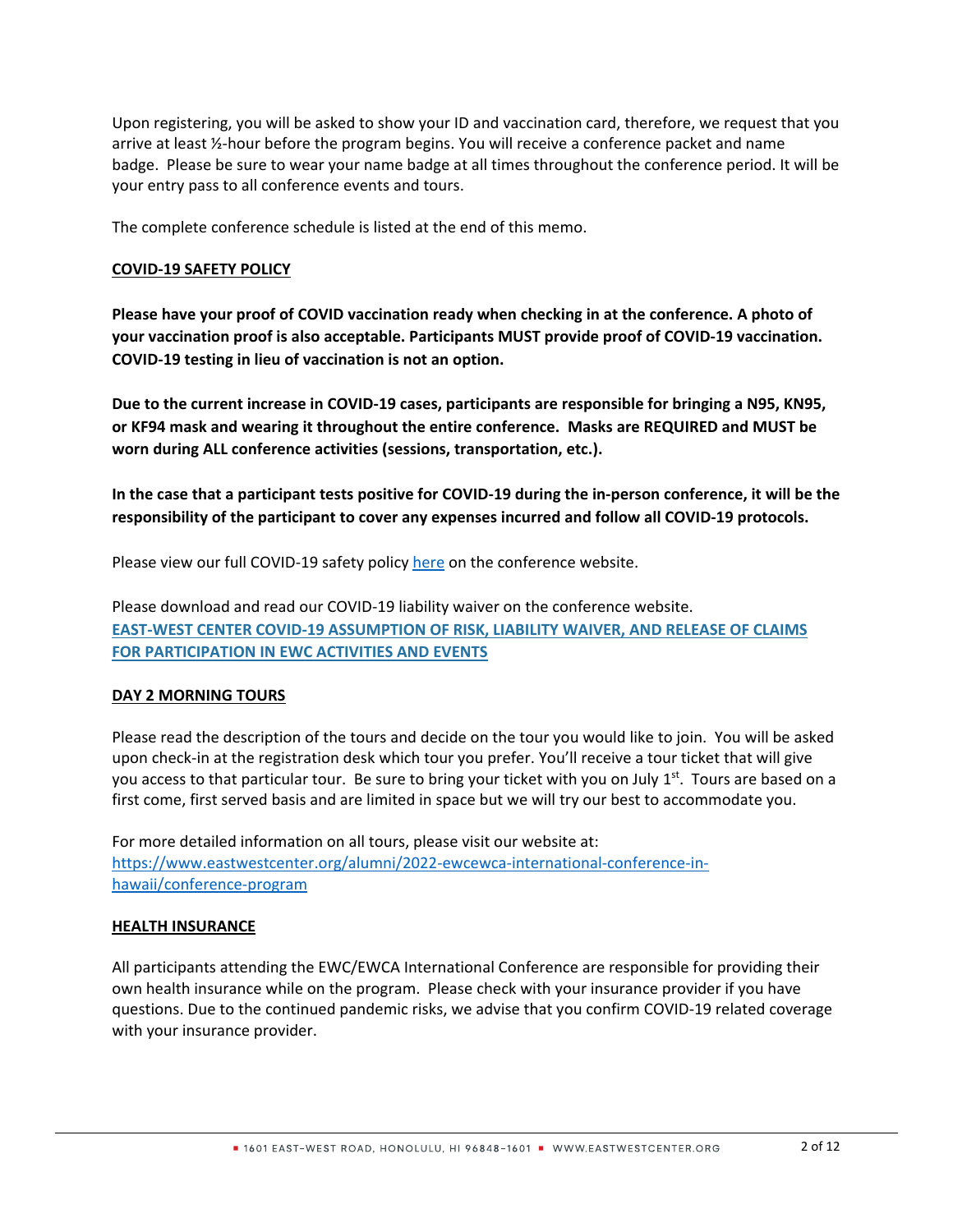Upon registering, you will be asked to show your ID and vaccination card, therefore, we request that you arrive at least ½-hour before the program begins. You will receive a conference packet and name badge. Please be sure to wear your name badge at all times throughout the conference period. It will be your entry pass to all conference events and tours.

The complete conference schedule is listed at the end of this memo.

## COVID-19 SAFETY POLICY

**Please have your proof of COVID vaccination ready when checking in at the conference. A photo of your vaccination proof is also acceptable. Participants MUST provide proof of COVID-19 vaccination. COVID-19 testing in lieu of vaccination is not an option.**

**Due to the current increase in COVID-19 cases, participants are responsible for bringing a N95, KN95, or KF94 mask and wearing it throughout the entire conference. Masks are REQUIRED and MUST be worn during ALL conference activities (sessions, transportation, etc.).**

**In the case that a participant tests positive for COVID-19 during the in-person conference, it will be the responsibility of the participant to cover any expenses incurred and follow all COVID-19 protocols.**

Please view our full COVID-19 safety policy here on the conference website.

Please download and read our COVID-19 liability waiver on the conference website.
**EAST-WEST CENTER COVID-19 ASSUMPTION OF RISK, LIABILITY WAIVER, AND RELEASE OF CLAIMS FOR PARTICIPATION IN EWC ACTIVITIES AND EVENTS**

## DAY 2 MORNING TOURS

Please read the description of the tours and decide on the tour you would like to join. You will be asked upon check-in at the registration desk which tour you prefer. You'll receive a tour ticket that will give you access to that particular tour. Be sure to bring your ticket with you on July 1st. Tours are based on a first come, first served basis and are limited in space but we will try our best to accommodate you.

For more detailed information on all tours, please visit our website at:
https://www.eastwestcenter.org/alumni/2022-ewcewca-international-conference-in-hawaii/conference-program

## HEALTH INSURANCE

All participants attending the EWC/EWCA International Conference are responsible for providing their own health insurance while on the program. Please check with your insurance provider if you have questions. Due to the continued pandemic risks, we advise that you confirm COVID-19 related coverage with your insurance provider.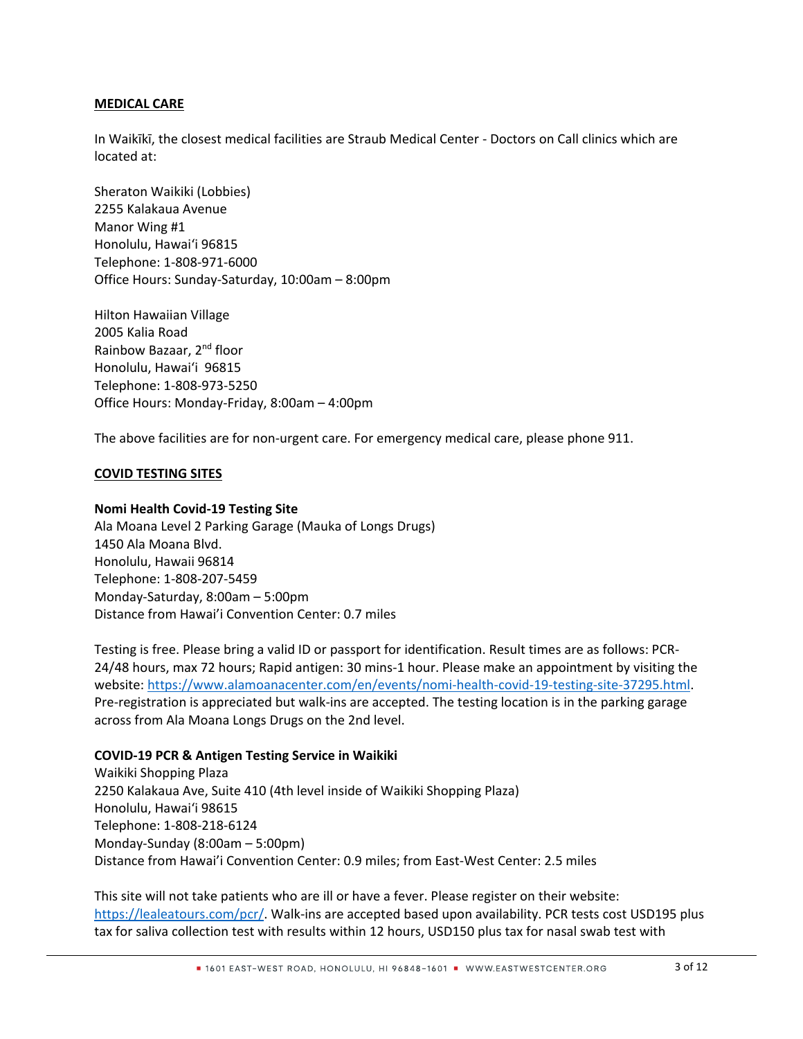## MEDICAL CARE

In Waikīkī, the closest medical facilities are Straub Medical Center - Doctors on Call clinics which are located at:

Sheraton Waikiki (Lobbies)
2255 Kalakaua Avenue
Manor Wing #1
Honolulu, Hawai'i 96815
Telephone: 1-808-971-6000
Office Hours: Sunday-Saturday, 10:00am – 8:00pm

Hilton Hawaiian Village
2005 Kalia Road
Rainbow Bazaar, 2nd floor
Honolulu, Hawai'i 96815
Telephone: 1-808-973-5250
Office Hours: Monday-Friday, 8:00am – 4:00pm

The above facilities are for non-urgent care. For emergency medical care, please phone 911.

## COVID TESTING SITES

**Nomi Health Covid-19 Testing Site**
Ala Moana Level 2 Parking Garage (Mauka of Longs Drugs)
1450 Ala Moana Blvd.
Honolulu, Hawaii 96814
Telephone: 1-808-207-5459
Monday-Saturday, 8:00am – 5:00pm
Distance from Hawai'i Convention Center: 0.7 miles

Testing is free. Please bring a valid ID or passport for identification. Result times are as follows: PCR- 24/48 hours, max 72 hours; Rapid antigen: 30 mins-1 hour. Please make an appointment by visiting the website: https://www.alamoanacenter.com/en/events/nomi-health-covid-19-testing-site-37295.html. Pre-registration is appreciated but walk-ins are accepted. The testing location is in the parking garage across from Ala Moana Longs Drugs on the 2nd level.

**COVID-19 PCR & Antigen Testing Service in Waikiki**
Waikiki Shopping Plaza
2250 Kalakaua Ave, Suite 410 (4th level inside of Waikiki Shopping Plaza)
Honolulu, Hawai'i 98615
Telephone: 1-808-218-6124
Monday-Sunday (8:00am – 5:00pm)
Distance from Hawai'i Convention Center: 0.9 miles; from East-West Center: 2.5 miles

This site will not take patients who are ill or have a fever. Please register on their website: https://lealeatours.com/pcr/. Walk-ins are accepted based upon availability. PCR tests cost USD195 plus tax for saliva collection test with results within 12 hours, USD150 plus tax for nasal swab test with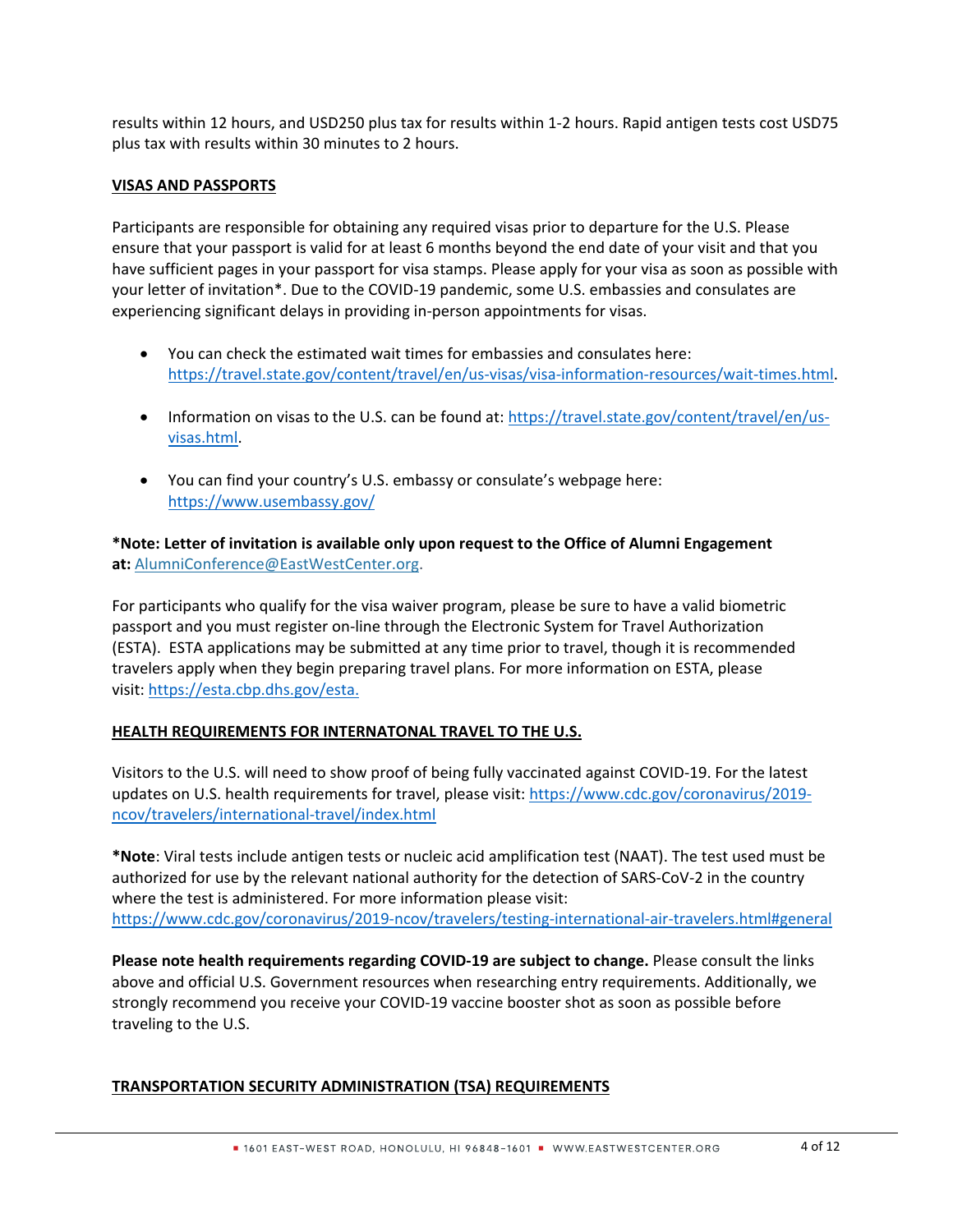results within 12 hours, and USD250 plus tax for results within 1-2 hours. Rapid antigen tests cost USD75 plus tax with results within 30 minutes to 2 hours.

## VISAS AND PASSPORTS

Participants are responsible for obtaining any required visas prior to departure for the U.S. Please ensure that your passport is valid for at least 6 months beyond the end date of your visit and that you have sufficient pages in your passport for visa stamps. Please apply for your visa as soon as possible with your letter of invitation*. Due to the COVID-19 pandemic, some U.S. embassies and consulates are experiencing significant delays in providing in-person appointments for visas.

- You can check the estimated wait times for embassies and consulates here: https://travel.state.gov/content/travel/en/us-visas/visa-information-resources/wait-times.html.
- Information on visas to the U.S. can be found at: https://travel.state.gov/content/travel/en/us-visas.html.
- You can find your country's U.S. embassy or consulate's webpage here: https://www.usembassy.gov/

**\*Note: Letter of invitation is available only upon request to the Office of Alumni Engagement at:** AlumniConference@EastWestCenter.org.

For participants who qualify for the visa waiver program, please be sure to have a valid biometric passport and you must register on-line through the Electronic System for Travel Authorization (ESTA). ESTA applications may be submitted at any time prior to travel, though it is recommended travelers apply when they begin preparing travel plans. For more information on ESTA, please visit: https://esta.cbp.dhs.gov/esta.

## HEALTH REQUIREMENTS FOR INTERNATONAL TRAVEL TO THE U.S.

Visitors to the U.S. will need to show proof of being fully vaccinated against COVID-19. For the latest updates on U.S. health requirements for travel, please visit: https://www.cdc.gov/coronavirus/2019-ncov/travelers/international-travel/index.html

**\*Note**: Viral tests include antigen tests or nucleic acid amplification test (NAAT). The test used must be authorized for use by the relevant national authority for the detection of SARS-CoV-2 in the country where the test is administered. For more information please visit: https://www.cdc.gov/coronavirus/2019-ncov/travelers/testing-international-air-travelers.html#general

**Please note health requirements regarding COVID-19 are subject to change.** Please consult the links above and official U.S. Government resources when researching entry requirements. Additionally, we strongly recommend you receive your COVID-19 vaccine booster shot as soon as possible before traveling to the U.S.

## TRANSPORTATION SECURITY ADMINISTRATION (TSA) REQUIREMENTS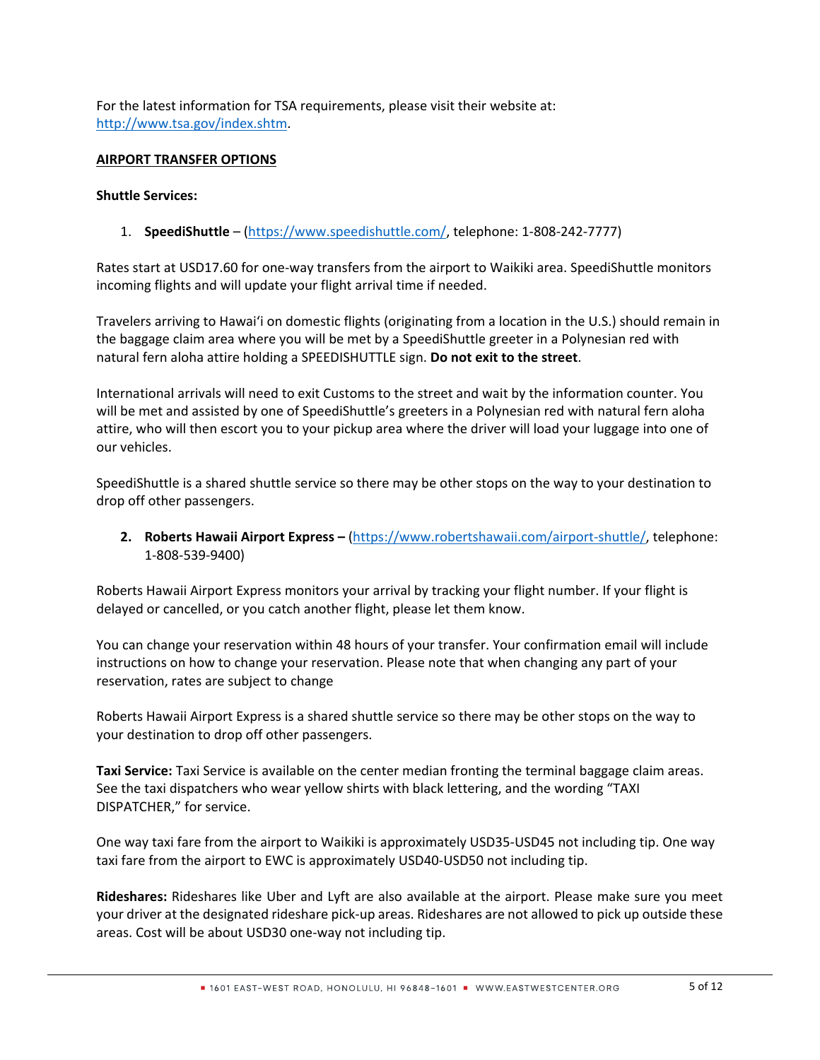For the latest information for TSA requirements, please visit their website at: http://www.tsa.gov/index.shtm.

## AIRPORT TRANSFER OPTIONS

**Shuttle Services:**

1. **SpeediShuttle** – (https://www.speedishuttle.com/, telephone: 1-808-242-7777)

Rates start at USD17.60 for one-way transfers from the airport to Waikiki area. SpeediShuttle monitors incoming flights and will update your flight arrival time if needed.

Travelers arriving to Hawaiʻi on domestic flights (originating from a location in the U.S.) should remain in the baggage claim area where you will be met by a SpeediShuttle greeter in a Polynesian red with natural fern aloha attire holding a SPEEDISHUTTLE sign. **Do not exit to the street**.

International arrivals will need to exit Customs to the street and wait by the information counter. You will be met and assisted by one of SpeediShuttle's greeters in a Polynesian red with natural fern aloha attire, who will then escort you to your pickup area where the driver will load your luggage into one of our vehicles.

SpeediShuttle is a shared shuttle service so there may be other stops on the way to your destination to drop off other passengers.

2. **Roberts Hawaii Airport Express –** (https://www.robertshawaii.com/airport-shuttle/, telephone: 1-808-539-9400)

Roberts Hawaii Airport Express monitors your arrival by tracking your flight number. If your flight is delayed or cancelled, or you catch another flight, please let them know.

You can change your reservation within 48 hours of your transfer. Your confirmation email will include instructions on how to change your reservation. Please note that when changing any part of your reservation, rates are subject to change

Roberts Hawaii Airport Express is a shared shuttle service so there may be other stops on the way to your destination to drop off other passengers.

**Taxi Service:** Taxi Service is available on the center median fronting the terminal baggage claim areas. See the taxi dispatchers who wear yellow shirts with black lettering, and the wording "TAXI DISPATCHER," for service.

One way taxi fare from the airport to Waikiki is approximately USD35-USD45 not including tip. One way taxi fare from the airport to EWC is approximately USD40-USD50 not including tip.

**Rideshares:** Rideshares like Uber and Lyft are also available at the airport. Please make sure you meet your driver at the designated rideshare pick-up areas. Rideshares are not allowed to pick up outside these areas. Cost will be about USD30 one-way not including tip.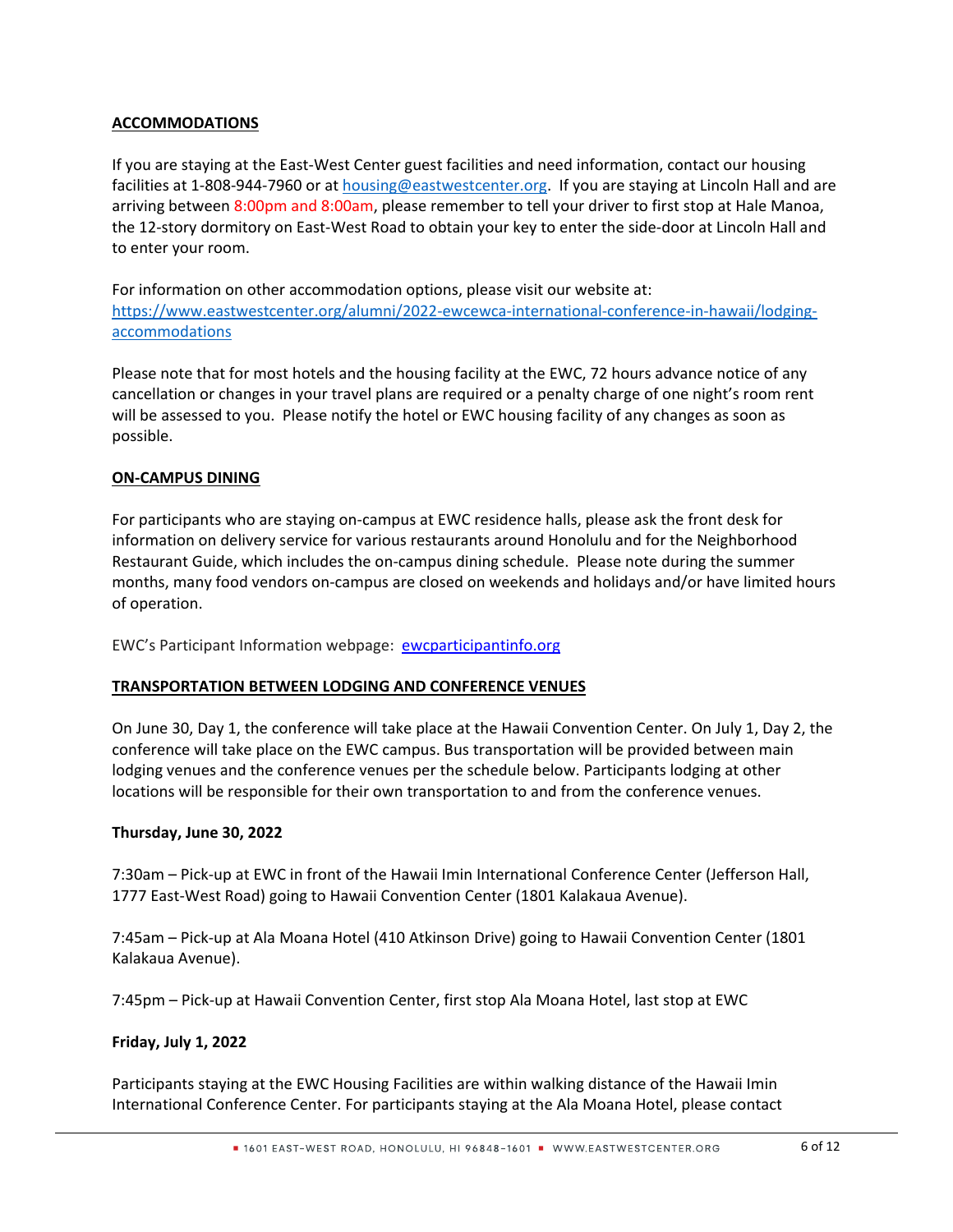## ACCOMMODATIONS

If you are staying at the East-West Center guest facilities and need information, contact our housing facilities at 1-808-944-7960 or at housing@eastwestcenter.org. If you are staying at Lincoln Hall and are arriving between 8:00pm and 8:00am, please remember to tell your driver to first stop at Hale Manoa, the 12-story dormitory on East-West Road to obtain your key to enter the side-door at Lincoln Hall and to enter your room.

For information on other accommodation options, please visit our website at: https://www.eastwestcenter.org/alumni/2022-ewcewca-international-conference-in-hawaii/lodging-accommodations

Please note that for most hotels and the housing facility at the EWC, 72 hours advance notice of any cancellation or changes in your travel plans are required or a penalty charge of one night's room rent will be assessed to you. Please notify the hotel or EWC housing facility of any changes as soon as possible.

## ON-CAMPUS DINING

For participants who are staying on-campus at EWC residence halls, please ask the front desk for information on delivery service for various restaurants around Honolulu and for the Neighborhood Restaurant Guide, which includes the on-campus dining schedule. Please note during the summer months, many food vendors on-campus are closed on weekends and holidays and/or have limited hours of operation.

EWC's Participant Information webpage: ewcparticipantinfo.org

## TRANSPORTATION BETWEEN LODGING AND CONFERENCE VENUES

On June 30, Day 1, the conference will take place at the Hawaii Convention Center. On July 1, Day 2, the conference will take place on the EWC campus. Bus transportation will be provided between main lodging venues and the conference venues per the schedule below. Participants lodging at other locations will be responsible for their own transportation to and from the conference venues.

**Thursday, June 30, 2022**

7:30am – Pick-up at EWC in front of the Hawaii Imin International Conference Center (Jefferson Hall, 1777 East-West Road) going to Hawaii Convention Center (1801 Kalakaua Avenue).

7:45am – Pick-up at Ala Moana Hotel (410 Atkinson Drive) going to Hawaii Convention Center (1801 Kalakaua Avenue).

7:45pm – Pick-up at Hawaii Convention Center, first stop Ala Moana Hotel, last stop at EWC

**Friday, July 1, 2022**

Participants staying at the EWC Housing Facilities are within walking distance of the Hawaii Imin International Conference Center. For participants staying at the Ala Moana Hotel, please contact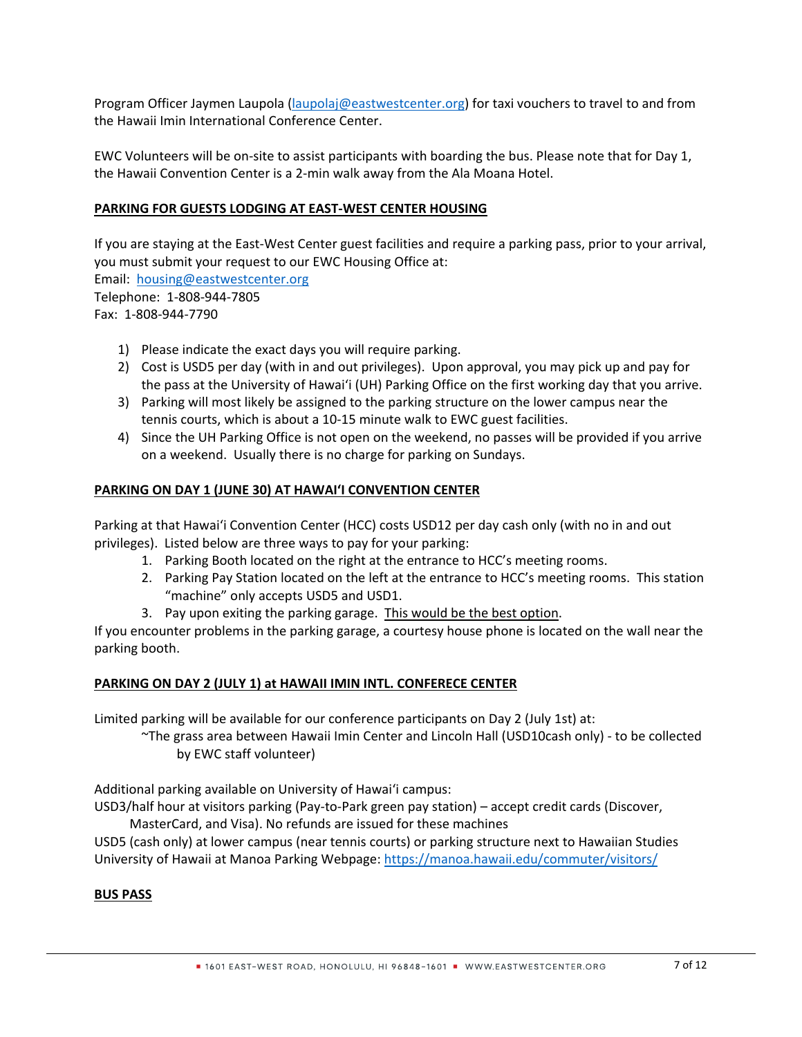Program Officer Jaymen Laupola ([laupolaj@eastwestcenter.org](mailto:laupolaj@eastwestcenter.org)) for taxi vouchers to travel to and from the Hawaii Imin International Conference Center.

EWC Volunteers will be on-site to assist participants with boarding the bus. Please note that for Day 1, the Hawaii Convention Center is a 2-min walk away from the Ala Moana Hotel.

## PARKING FOR GUESTS LODGING AT EAST-WEST CENTER HOUSING

If you are staying at the East-West Center guest facilities and require a parking pass, prior to your arrival, you must submit your request to our EWC Housing Office at:
Email: [housing@eastwestcenter.org](mailto:housing@eastwestcenter.org)
Telephone: 1-808-944-7805
Fax: 1-808-944-7790

1) Please indicate the exact days you will require parking.
2) Cost is USD5 per day (with in and out privileges). Upon approval, you may pick up and pay for the pass at the University of Hawai'i (UH) Parking Office on the first working day that you arrive.
3) Parking will most likely be assigned to the parking structure on the lower campus near the tennis courts, which is about a 10-15 minute walk to EWC guest facilities.
4) Since the UH Parking Office is not open on the weekend, no passes will be provided if you arrive on a weekend. Usually there is no charge for parking on Sundays.

## PARKING ON DAY 1 (JUNE 30) AT HAWAI'I CONVENTION CENTER

Parking at that Hawai'i Convention Center (HCC) costs USD12 per day cash only (with no in and out privileges). Listed below are three ways to pay for your parking:

1. Parking Booth located on the right at the entrance to HCC's meeting rooms.
2. Parking Pay Station located on the left at the entrance to HCC's meeting rooms. This station "machine" only accepts USD5 and USD1.
3. Pay upon exiting the parking garage. This would be the best option.

If you encounter problems in the parking garage, a courtesy house phone is located on the wall near the parking booth.

## PARKING ON DAY 2 (JULY 1) at HAWAII IMIN INTL. CONFERECE CENTER

Limited parking will be available for our conference participants on Day 2 (July 1st) at:

~The grass area between Hawaii Imin Center and Lincoln Hall (USD10cash only) - to be collected by EWC staff volunteer)

Additional parking available on University of Hawai'i campus:
USD3/half hour at visitors parking (Pay-to-Park green pay station) – accept credit cards (Discover, MasterCard, and Visa). No refunds are issued for these machines
USD5 (cash only) at lower campus (near tennis courts) or parking structure next to Hawaiian Studies
University of Hawaii at Manoa Parking Webpage: [https://manoa.hawaii.edu/commuter/visitors/](https://manoa.hawaii.edu/commuter/visitors/)

## BUS PASS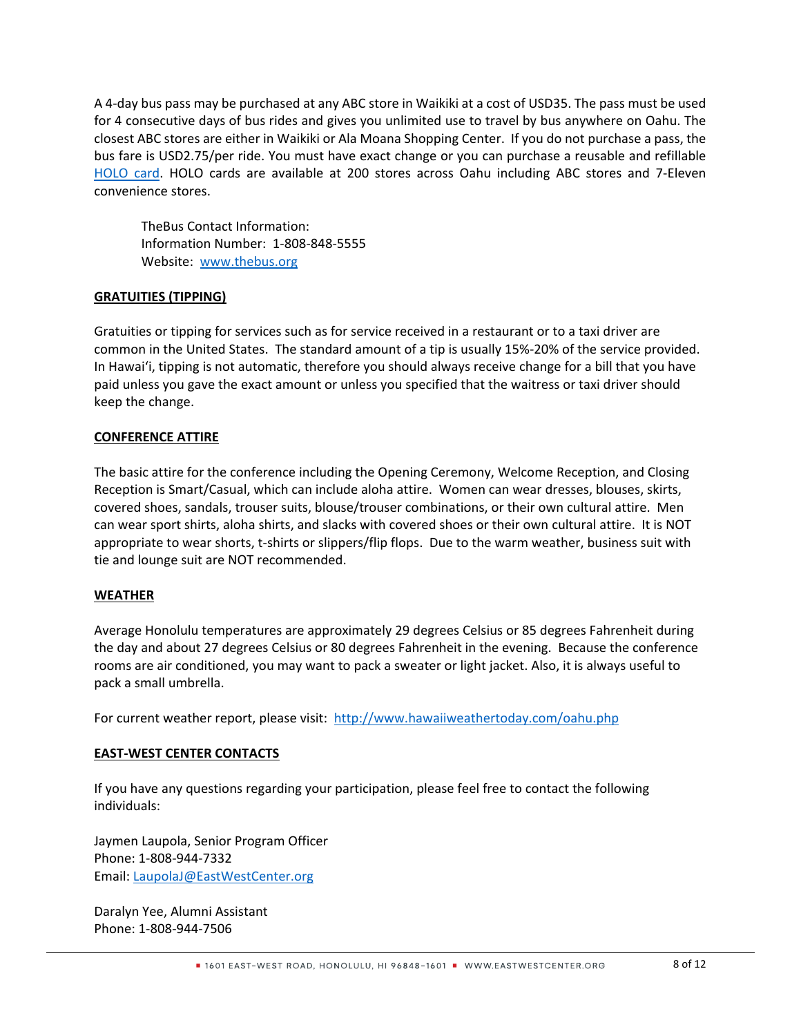A 4-day bus pass may be purchased at any ABC store in Waikiki at a cost of USD35. The pass must be used for 4 consecutive days of bus rides and gives you unlimited use to travel by bus anywhere on Oahu. The closest ABC stores are either in Waikiki or Ala Moana Shopping Center. If you do not purchase a pass, the bus fare is USD2.75/per ride. You must have exact change or you can purchase a reusable and refillable [HOLO card](). HOLO cards are available at 200 stores across Oahu including ABC stores and 7-Eleven convenience stores.

> TheBus Contact Information:
> Information Number: 1-808-848-5555
> Website: [www.thebus.org](www.thebus.org)

## GRATUITIES (TIPPING)

Gratuities or tipping for services such as for service received in a restaurant or to a taxi driver are common in the United States. The standard amount of a tip is usually 15%-20% of the service provided. In Hawaiʻi, tipping is not automatic, therefore you should always receive change for a bill that you have paid unless you gave the exact amount or unless you specified that the waitress or taxi driver should keep the change.

## CONFERENCE ATTIRE

The basic attire for the conference including the Opening Ceremony, Welcome Reception, and Closing Reception is Smart/Casual, which can include aloha attire. Women can wear dresses, blouses, skirts, covered shoes, sandals, trouser suits, blouse/trouser combinations, or their own cultural attire. Men can wear sport shirts, aloha shirts, and slacks with covered shoes or their own cultural attire. It is NOT appropriate to wear shorts, t-shirts or slippers/flip flops. Due to the warm weather, business suit with tie and lounge suit are NOT recommended.

## WEATHER

Average Honolulu temperatures are approximately 29 degrees Celsius or 85 degrees Fahrenheit during the day and about 27 degrees Celsius or 80 degrees Fahrenheit in the evening. Because the conference rooms are air conditioned, you may want to pack a sweater or light jacket. Also, it is always useful to pack a small umbrella.

For current weather report, please visit: [http://www.hawaiiweathertoday.com/oahu.php](http://www.hawaiiweathertoday.com/oahu.php)

## EAST-WEST CENTER CONTACTS

If you have any questions regarding your participation, please feel free to contact the following individuals:

Jaymen Laupola, Senior Program Officer
Phone: 1-808-944-7332
Email: [LaupolaJ@EastWestCenter.org](mailto:LaupolaJ@EastWestCenter.org)

Daralyn Yee, Alumni Assistant
Phone: 1-808-944-7506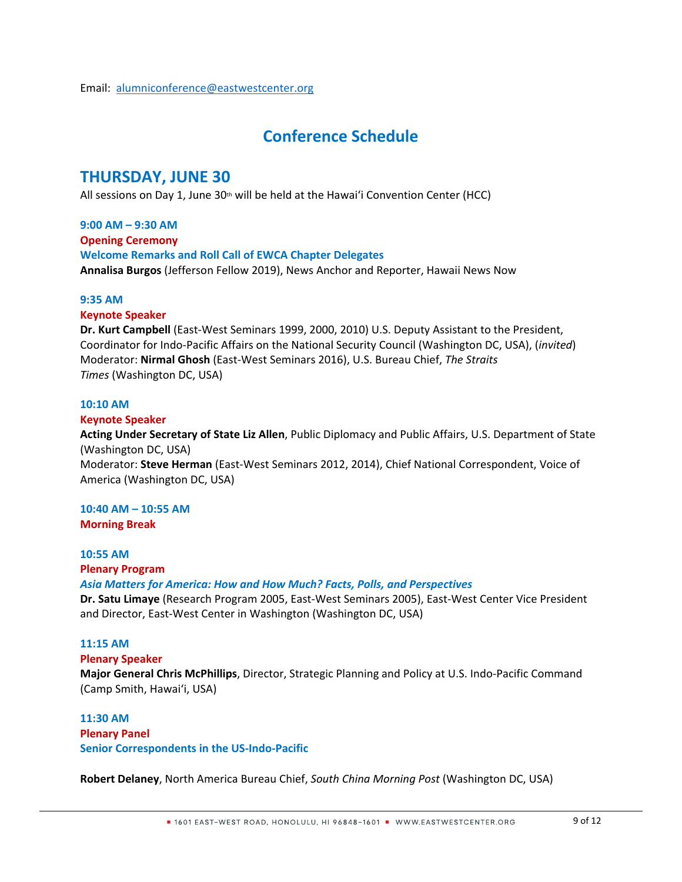Email: alumniconference@eastwestcenter.org

# Conference Schedule

## THURSDAY, JUNE 30

All sessions on Day 1, June 30th will be held at the Hawaiʻi Convention Center (HCC)

**9:00 AM – 9:30 AM**

**Opening Ceremony**

**Welcome Remarks and Roll Call of EWCA Chapter Delegates**

**Annalisa Burgos** (Jefferson Fellow 2019), News Anchor and Reporter, Hawaii News Now

**9:35 AM**

**Keynote Speaker**

**Dr. Kurt Campbell** (East-West Seminars 1999, 2000, 2010) U.S. Deputy Assistant to the President, Coordinator for Indo-Pacific Affairs on the National Security Council (Washington DC, USA), (*invited*)

Moderator: **Nirmal Ghosh** (East-West Seminars 2016), U.S. Bureau Chief, *The Straits Times* (Washington DC, USA)

**10:10 AM**

**Keynote Speaker**

**Acting Under Secretary of State Liz Allen**, Public Diplomacy and Public Affairs, U.S. Department of State (Washington DC, USA)

Moderator: **Steve Herman** (East-West Seminars 2012, 2014), Chief National Correspondent, Voice of America (Washington DC, USA)

**10:40 AM – 10:55 AM**

**Morning Break**

**10:55 AM**

**Plenary Program**

***Asia Matters for America: How and How Much? Facts, Polls, and Perspectives***

**Dr. Satu Limaye** (Research Program 2005, East-West Seminars 2005), East-West Center Vice President and Director, East-West Center in Washington (Washington DC, USA)

**11:15 AM**

**Plenary Speaker**

**Major General Chris McPhillips**, Director, Strategic Planning and Policy at U.S. Indo-Pacific Command (Camp Smith, Hawaiʻi, USA)

**11:30 AM**

**Plenary Panel**

**Senior Correspondents in the US-Indo-Pacific**

**Robert Delaney**, North America Bureau Chief, *South China Morning Post* (Washington DC, USA)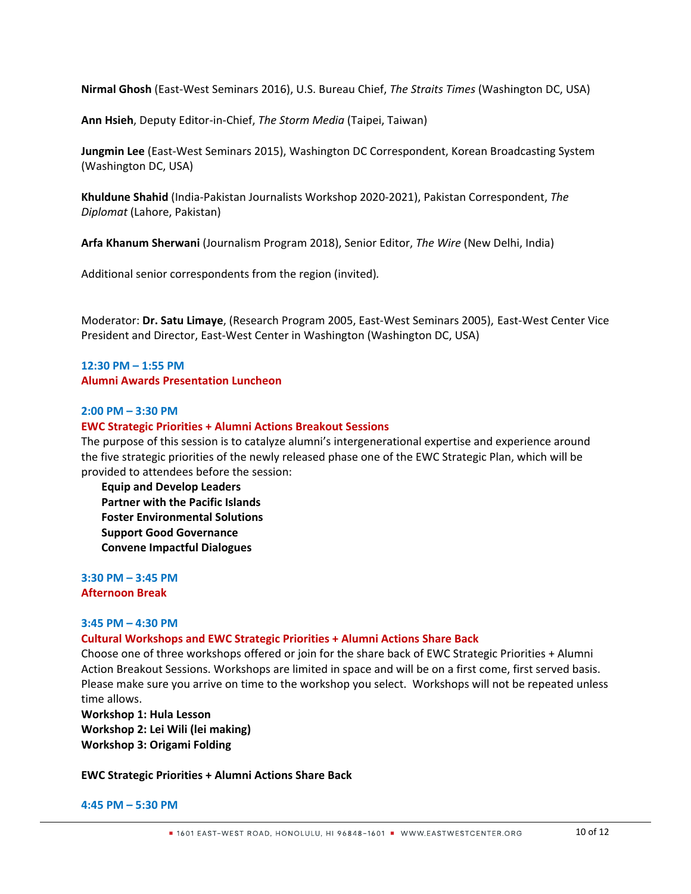**Nirmal Ghosh** (East-West Seminars 2016), U.S. Bureau Chief, *The Straits Times* (Washington DC, USA)

**Ann Hsieh**, Deputy Editor-in-Chief, *The Storm Media* (Taipei, Taiwan)

**Jungmin Lee** (East-West Seminars 2015), Washington DC Correspondent, Korean Broadcasting System (Washington DC, USA)

**Khuldune Shahid** (India-Pakistan Journalists Workshop 2020-2021), Pakistan Correspondent, *The Diplomat* (Lahore, Pakistan)

**Arfa Khanum Sherwani** (Journalism Program 2018), Senior Editor, *The Wire* (New Delhi, India)

Additional senior correspondents from the region (invited).

Moderator: **Dr. Satu Limaye**, (Research Program 2005, East-West Seminars 2005), East-West Center Vice President and Director, East-West Center in Washington (Washington DC, USA)

**12:30 PM – 1:55 PM**
**Alumni Awards Presentation Luncheon**

**2:00 PM – 3:30 PM**
**EWC Strategic Priorities + Alumni Actions Breakout Sessions**
The purpose of this session is to catalyze alumni's intergenerational expertise and experience around the five strategic priorities of the newly released phase one of the EWC Strategic Plan, which will be provided to attendees before the session:

- **Equip and Develop Leaders**
- **Partner with the Pacific Islands**
- **Foster Environmental Solutions**
- **Support Good Governance**
- **Convene Impactful Dialogues**

**3:30 PM – 3:45 PM**
**Afternoon Break**

**3:45 PM – 4:30 PM**
**Cultural Workshops and EWC Strategic Priorities + Alumni Actions Share Back**
Choose one of three workshops offered or join for the share back of EWC Strategic Priorities + Alumni Action Breakout Sessions. Workshops are limited in space and will be on a first come, first served basis. Please make sure you arrive on time to the workshop you select. Workshops will not be repeated unless time allows.
**Workshop 1: Hula Lesson**
**Workshop 2: Lei Wili (lei making)**
**Workshop 3: Origami Folding**

**EWC Strategic Priorities + Alumni Actions Share Back**

**4:45 PM – 5:30 PM**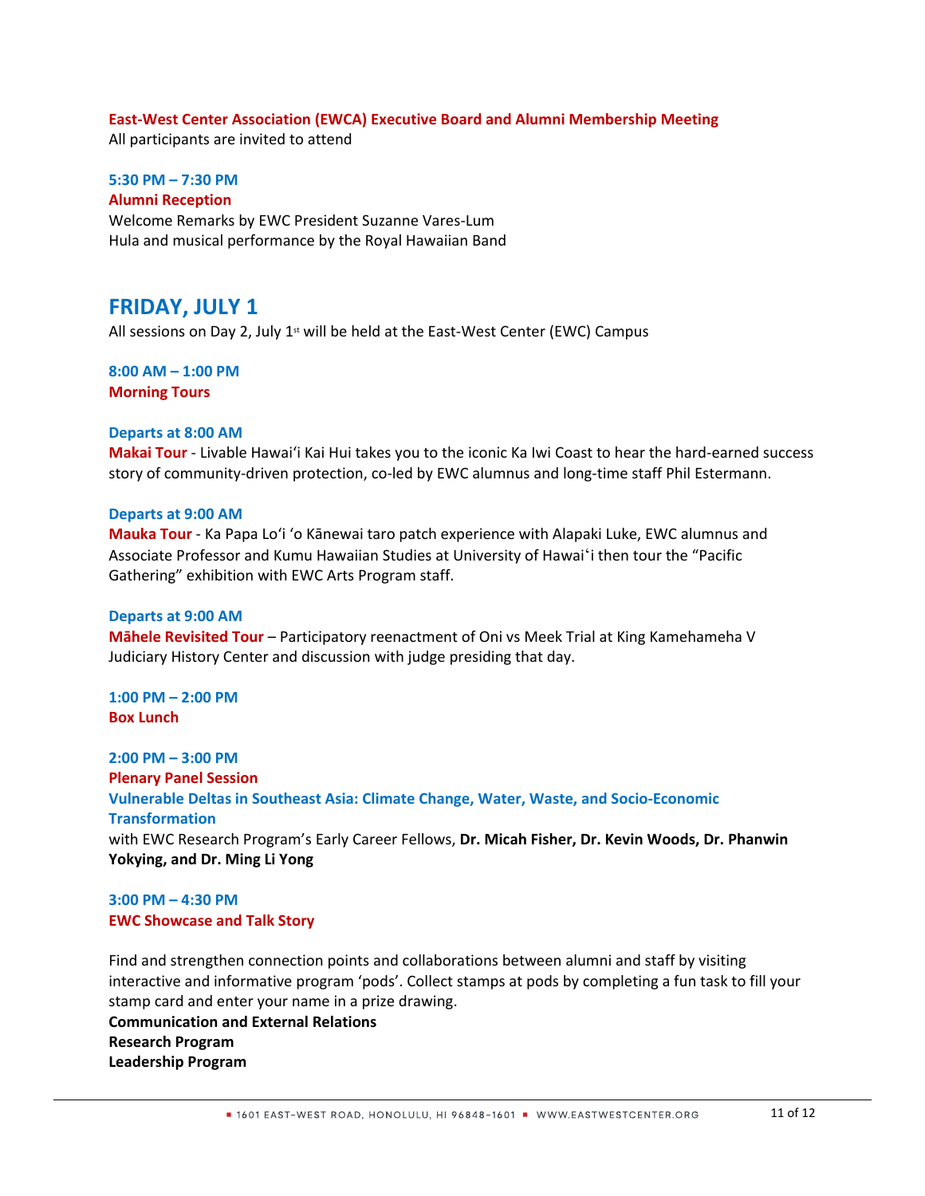**East-West Center Association (EWCA) Executive Board and Alumni Membership Meeting**
All participants are invited to attend

**5:30 PM – 7:30 PM**
**Alumni Reception**
Welcome Remarks by EWC President Suzanne Vares-Lum
Hula and musical performance by the Royal Hawaiian Band

## FRIDAY, JULY 1

All sessions on Day 2, July 1st will be held at the East-West Center (EWC) Campus

**8:00 AM – 1:00 PM**
**Morning Tours**

**Departs at 8:00 AM**
**Makai Tour** - Livable Hawaiʻi Kai Hui takes you to the iconic Ka Iwi Coast to hear the hard-earned success story of community-driven protection, co-led by EWC alumnus and long-time staff Phil Estermann.

**Departs at 9:00 AM**
**Mauka Tour** - Ka Papa Loʻi ʻo Kānewai taro patch experience with Alapaki Luke, EWC alumnus and Associate Professor and Kumu Hawaiian Studies at University of Hawaiʻi then tour the "Pacific Gathering" exhibition with EWC Arts Program staff.

**Departs at 9:00 AM**
**Māhele Revisited Tour** – Participatory reenactment of Oni vs Meek Trial at King Kamehameha V Judiciary History Center and discussion with judge presiding that day.

**1:00 PM – 2:00 PM**
**Box Lunch**

**2:00 PM – 3:00 PM**
**Plenary Panel Session**
**Vulnerable Deltas in Southeast Asia: Climate Change, Water, Waste, and Socio-Economic Transformation**
with EWC Research Program's Early Career Fellows, **Dr. Micah Fisher, Dr. Kevin Woods, Dr. Phanwin Yokying, and Dr. Ming Li Yong**

**3:00 PM – 4:30 PM**
**EWC Showcase and Talk Story**

Find and strengthen connection points and collaborations between alumni and staff by visiting interactive and informative program 'pods'. Collect stamps at pods by completing a fun task to fill your stamp card and enter your name in a prize drawing.
**Communication and External Relations**
**Research Program**
**Leadership Program**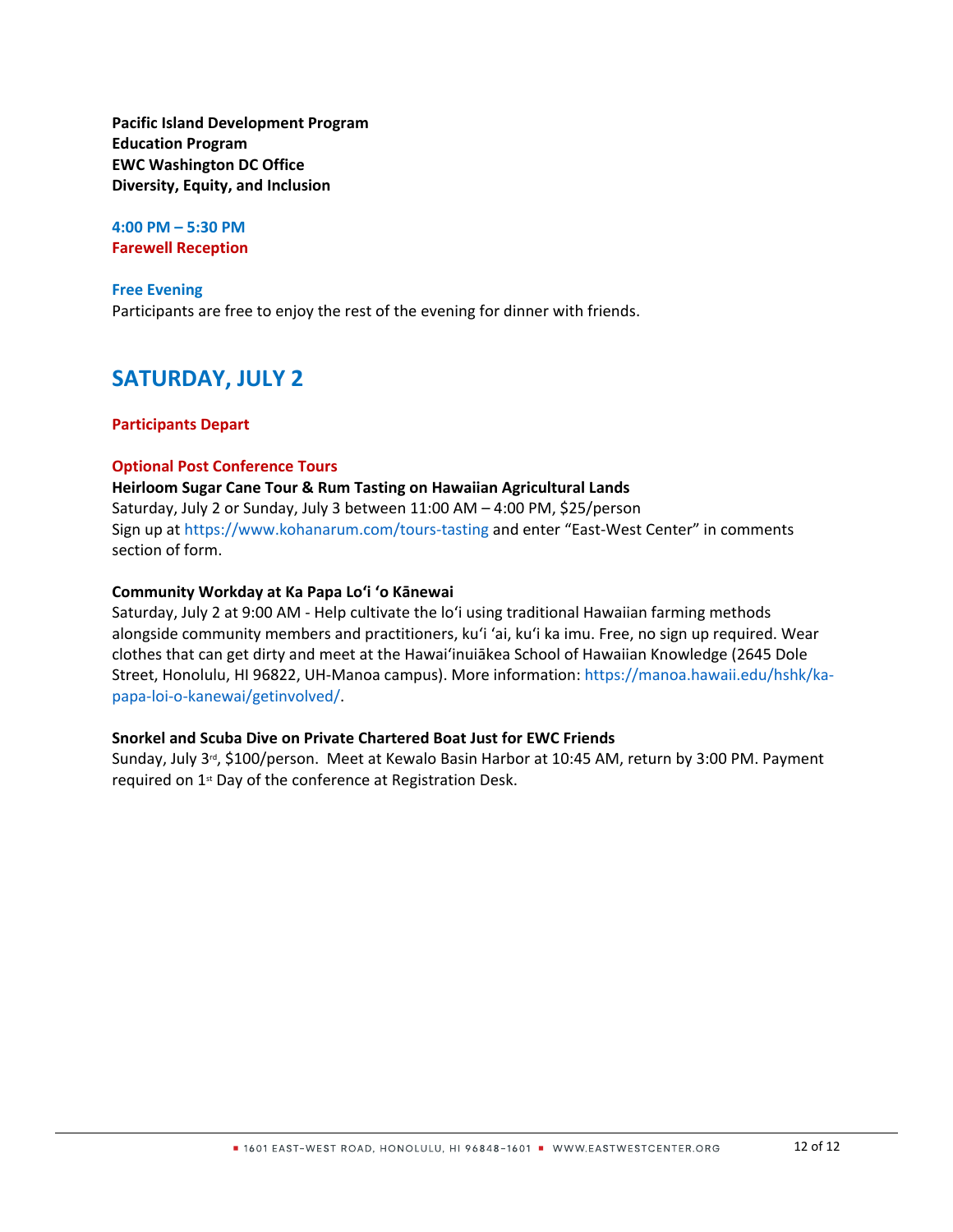**Pacific Island Development Program**
**Education Program**
**EWC Washington DC Office**
**Diversity, Equity, and Inclusion**

**4:00 PM – 5:30 PM**
**Farewell Reception**

**Free Evening**
Participants are free to enjoy the rest of the evening for dinner with friends.

## SATURDAY, JULY 2

**Participants Depart**

**Optional Post Conference Tours**

**Heirloom Sugar Cane Tour & Rum Tasting on Hawaiian Agricultural Lands**
Saturday, July 2 or Sunday, July 3 between 11:00 AM – 4:00 PM, $25/person
Sign up at https://www.kohanarum.com/tours-tasting and enter "East-West Center" in comments section of form.

**Community Workday at Ka Papa Loʻi ʻo Kānewai**
Saturday, July 2 at 9:00 AM - Help cultivate the loʻi using traditional Hawaiian farming methods alongside community members and practitioners, kuʻi ʻai, kuʻi ka imu. Free, no sign up required. Wear clothes that can get dirty and meet at the Hawaiʻinuiākea School of Hawaiian Knowledge (2645 Dole Street, Honolulu, HI 96822, UH-Manoa campus). More information: https://manoa.hawaii.edu/hshk/ka-papa-loi-o-kanewai/getinvolved/.

**Snorkel and Scuba Dive on Private Chartered Boat Just for EWC Friends**
Sunday, July 3rd, $100/person. Meet at Kewalo Basin Harbor at 10:45 AM, return by 3:00 PM. Payment required on 1st Day of the conference at Registration Desk.